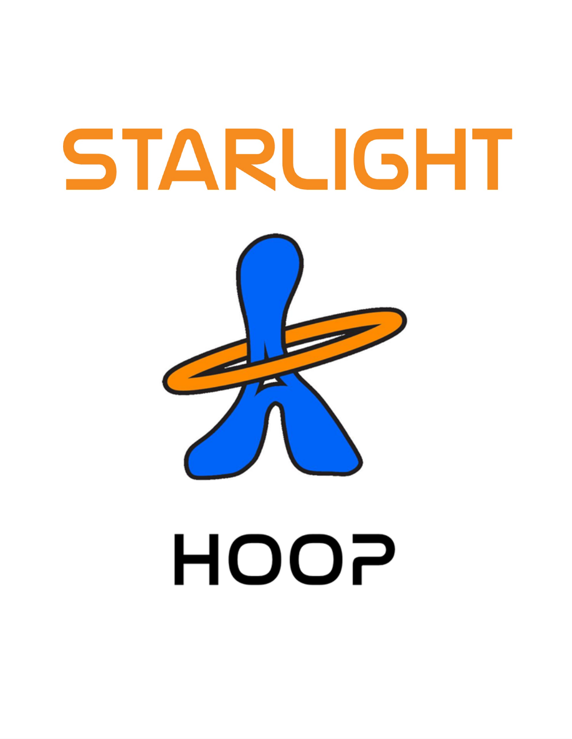# STARLIGHT

# HOOP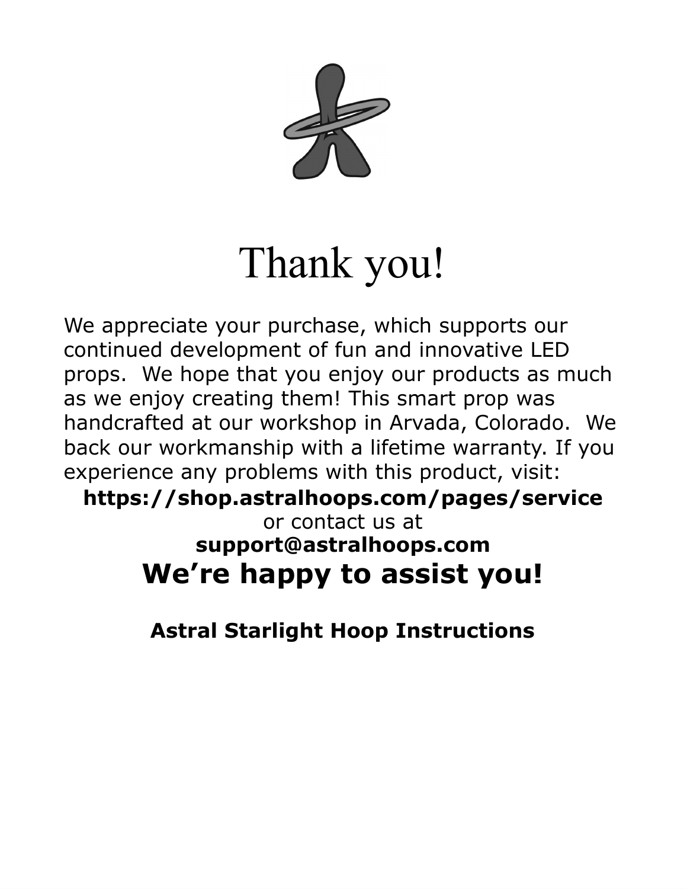# Thank you!

We appreciate your purchase, which supports our continued development of fun and innovative LED props. We hope that you enjoy our products as much as we enjoy creating them! This smart prop was handcrafted at our workshop in Arvada, Colorado. We back our workmanship with a lifetime warranty. If you experience any problems with this product, visit:

**https://shop.astralhoops.com/pages/service**

or contact us at

**support@astralhoops.com**

## We're happy to assist you!

**Astral Starlight Hoop Instructions**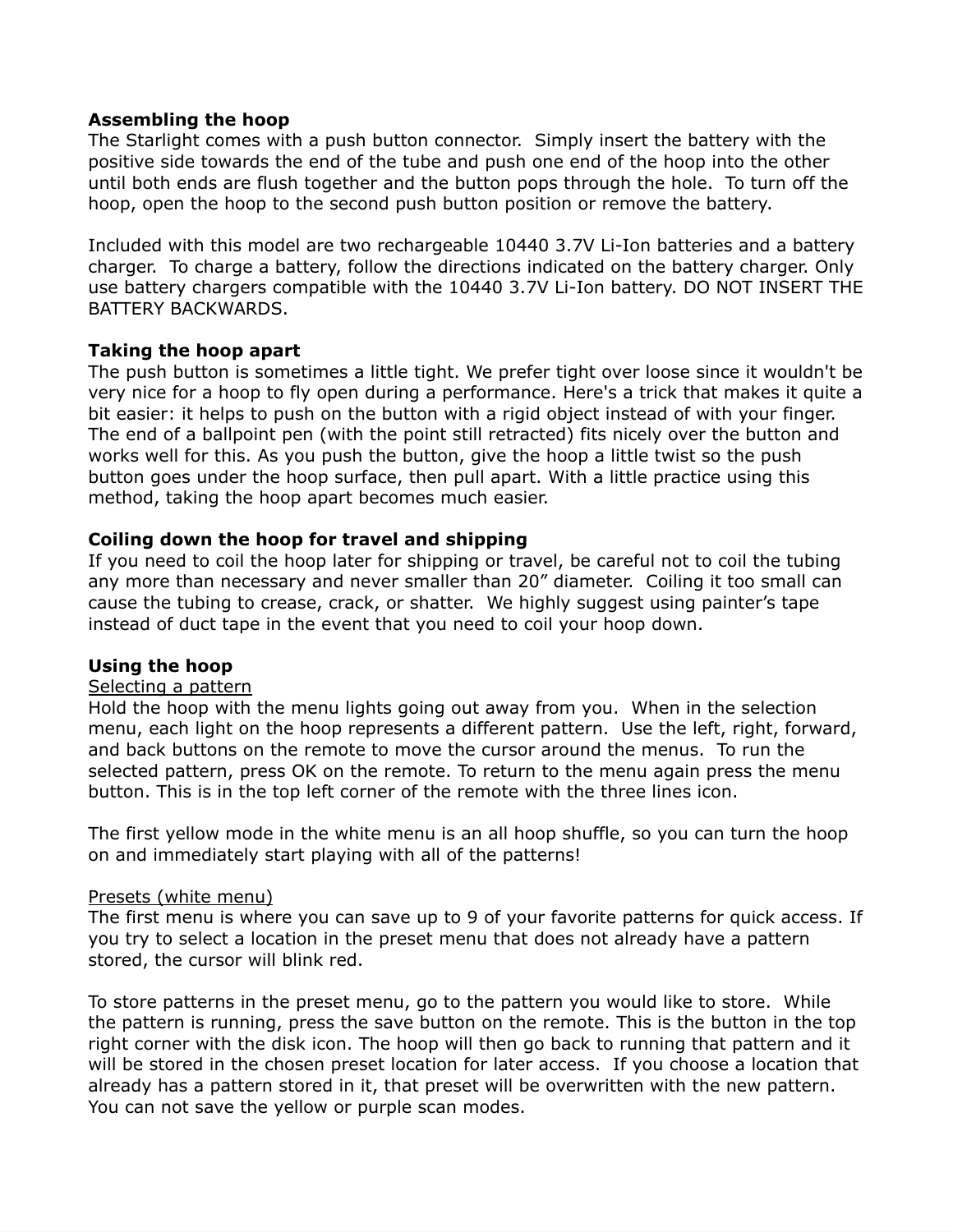**Assembling the hoop**

The Starlight comes with a push button connector. Simply insert the battery with the positive side towards the end of the tube and push one end of the hoop into the other until both ends are flush together and the button pops through the hole. To turn off the hoop, open the hoop to the second push button position or remove the battery.

Included with this model are two rechargeable 10440 3.7V Li-Ion batteries and a battery charger. To charge a battery, follow the directions indicated on the battery charger. Only use battery chargers compatible with the 10440 3.7V Li-Ion battery. DO NOT INSERT THE BATTERY BACKWARDS.

**Taking the hoop apart**

The push button is sometimes a little tight. We prefer tight over loose since it wouldn't be very nice for a hoop to fly open during a performance. Here's a trick that makes it quite a bit easier: it helps to push on the button with a rigid object instead of with your finger. The end of a ballpoint pen (with the point still retracted) fits nicely over the button and works well for this. As you push the button, give the hoop a little twist so the push button goes under the hoop surface, then pull apart. With a little practice using this method, taking the hoop apart becomes much easier.

**Coiling down the hoop for travel and shipping**

If you need to coil the hoop later for shipping or travel, be careful not to coil the tubing any more than necessary and never smaller than 20" diameter. Coiling it too small can cause the tubing to crease, crack, or shatter. We highly suggest using painter's tape instead of duct tape in the event that you need to coil your hoop down.

**Using the hoop**

Selecting a pattern

Hold the hoop with the menu lights going out away from you. When in the selection menu, each light on the hoop represents a different pattern. Use the left, right, forward, and back buttons on the remote to move the cursor around the menus. To run the selected pattern, press OK on the remote. To return to the menu again press the menu button. This is in the top left corner of the remote with the three lines icon.

The first yellow mode in the white menu is an all hoop shuffle, so you can turn the hoop on and immediately start playing with all of the patterns!

Presets (white menu)

The first menu is where you can save up to 9 of your favorite patterns for quick access. If you try to select a location in the preset menu that does not already have a pattern stored, the cursor will blink red.

To store patterns in the preset menu, go to the pattern you would like to store. While the pattern is running, press the save button on the remote. This is the button in the top right corner with the disk icon. The hoop will then go back to running that pattern and it will be stored in the chosen preset location for later access. If you choose a location that already has a pattern stored in it, that preset will be overwritten with the new pattern. You can not save the yellow or purple scan modes.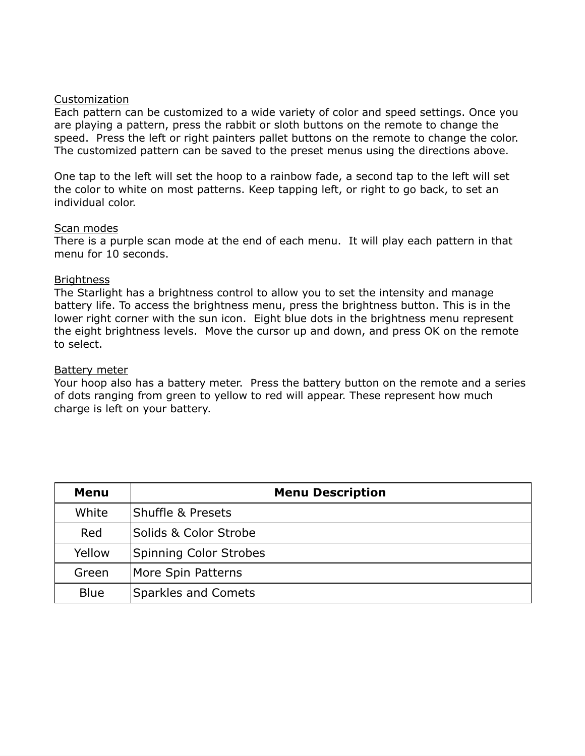## Customization

Each pattern can be customized to a wide variety of color and speed settings. Once you are playing a pattern, press the rabbit or sloth buttons on the remote to change the speed. Press the left or right painters pallet buttons on the remote to change the color. The customized pattern can be saved to the preset menus using the directions above.

One tap to the left will set the hoop to a rainbow fade, a second tap to the left will set the color to white on most patterns. Keep tapping left, or right to go back, to set an individual color.

## Scan modes

There is a purple scan mode at the end of each menu. It will play each pattern in that menu for 10 seconds.

## Brightness

The Starlight has a brightness control to allow you to set the intensity and manage battery life. To access the brightness menu, press the brightness button. This is in the lower right corner with the sun icon. Eight blue dots in the brightness menu represent the eight brightness levels. Move the cursor up and down, and press OK on the remote to select.

## Battery meter

Your hoop also has a battery meter. Press the battery button on the remote and a series of dots ranging from green to yellow to red will appear. These represent how much charge is left on your battery.

| Menu | Menu Description |
| --- | --- |
| White | Shuffle & Presets |
| Red | Solids & Color Strobe |
| Yellow | Spinning Color Strobes |
| Green | More Spin Patterns |
| Blue | Sparkles and Comets |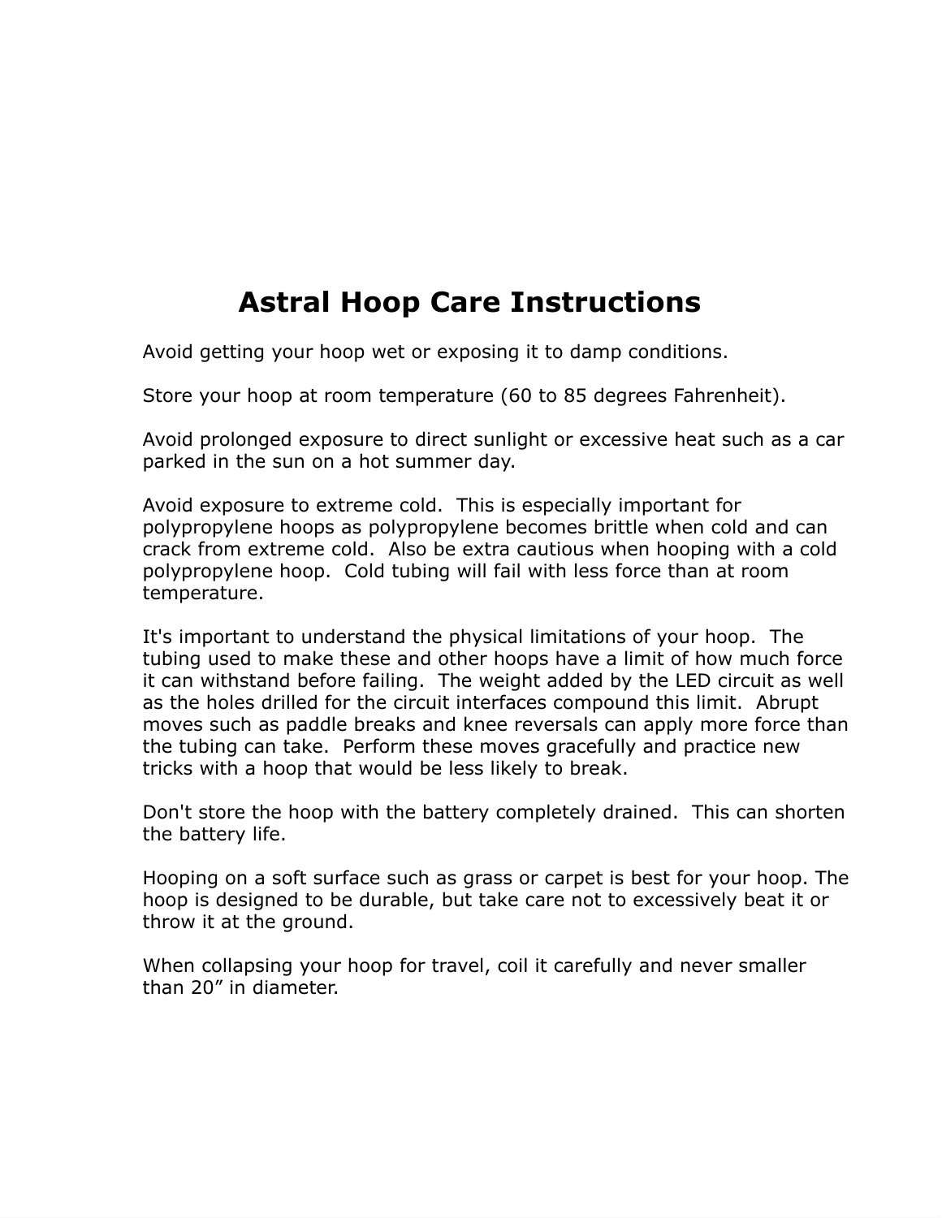# Astral Hoop Care Instructions

Avoid getting your hoop wet or exposing it to damp conditions.

Store your hoop at room temperature (60 to 85 degrees Fahrenheit).

Avoid prolonged exposure to direct sunlight or excessive heat such as a car parked in the sun on a hot summer day.

Avoid exposure to extreme cold. This is especially important for polypropylene hoops as polypropylene becomes brittle when cold and can crack from extreme cold. Also be extra cautious when hooping with a cold polypropylene hoop. Cold tubing will fail with less force than at room temperature.

It's important to understand the physical limitations of your hoop. The tubing used to make these and other hoops have a limit of how much force it can withstand before failing. The weight added by the LED circuit as well as the holes drilled for the circuit interfaces compound this limit. Abrupt moves such as paddle breaks and knee reversals can apply more force than the tubing can take. Perform these moves gracefully and practice new tricks with a hoop that would be less likely to break.

Don't store the hoop with the battery completely drained. This can shorten the battery life.

Hooping on a soft surface such as grass or carpet is best for your hoop. The hoop is designed to be durable, but take care not to excessively beat it or throw it at the ground.

When collapsing your hoop for travel, coil it carefully and never smaller than 20” in diameter.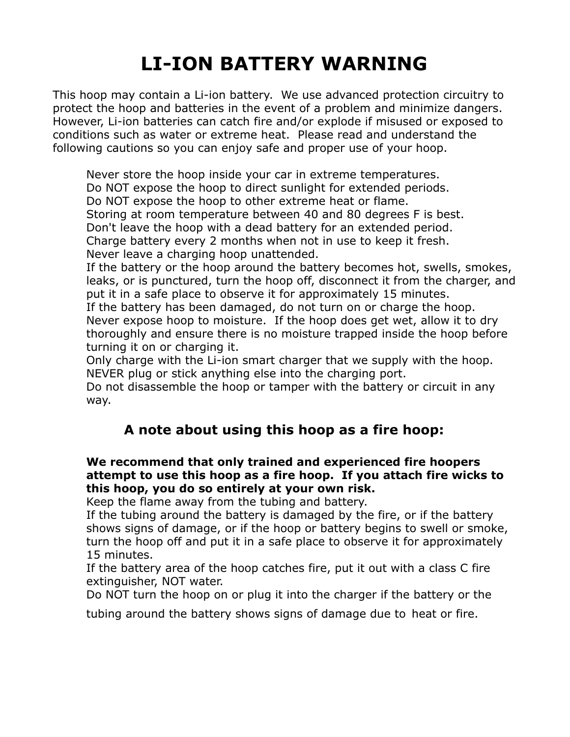# LI-ION BATTERY WARNING

This hoop may contain a Li-ion battery. We use advanced protection circuitry to protect the hoop and batteries in the event of a problem and minimize dangers. However, Li-ion batteries can catch fire and/or explode if misused or exposed to conditions such as water or extreme heat. Please read and understand the following cautions so you can enjoy safe and proper use of your hoop.

Never store the hoop inside your car in extreme temperatures.
Do NOT expose the hoop to direct sunlight for extended periods.
Do NOT expose the hoop to other extreme heat or flame.
Storing at room temperature between 40 and 80 degrees F is best.
Don't leave the hoop with a dead battery for an extended period.
Charge battery every 2 months when not in use to keep it fresh.
Never leave a charging hoop unattended.
If the battery or the hoop around the battery becomes hot, swells, smokes, leaks, or is punctured, turn the hoop off, disconnect it from the charger, and put it in a safe place to observe it for approximately 15 minutes.
If the battery has been damaged, do not turn on or charge the hoop.
Never expose hoop to moisture. If the hoop does get wet, allow it to dry thoroughly and ensure there is no moisture trapped inside the hoop before turning it on or charging it.
Only charge with the Li-ion smart charger that we supply with the hoop.
NEVER plug or stick anything else into the charging port.
Do not disassemble the hoop or tamper with the battery or circuit in any way.

## A note about using this hoop as a fire hoop:

**We recommend that only trained and experienced fire hoopers attempt to use this hoop as a fire hoop. If you attach fire wicks to this hoop, you do so entirely at your own risk.**
Keep the flame away from the tubing and battery.
If the tubing around the battery is damaged by the fire, or if the battery shows signs of damage, or if the hoop or battery begins to swell or smoke, turn the hoop off and put it in a safe place to observe it for approximately 15 minutes.
If the battery area of the hoop catches fire, put it out with a class C fire extinguisher, NOT water.
Do NOT turn the hoop on or plug it into the charger if the battery or the tubing around the battery shows signs of damage due to heat or fire.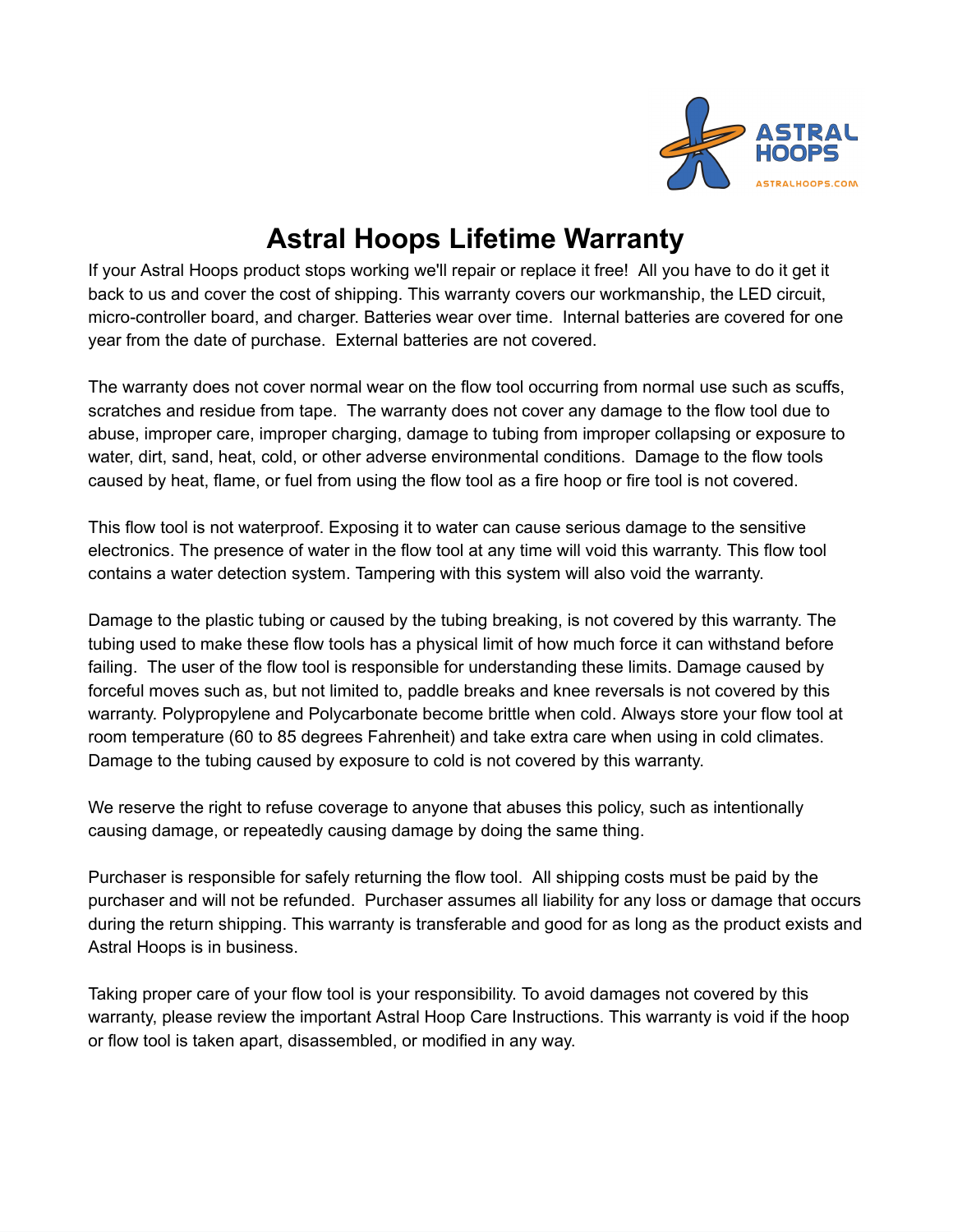ASTRAL HOOPS

ASTRALHOOPS.COM

# Astral Hoops Lifetime Warranty

If your Astral Hoops product stops working we'll repair or replace it free! All you have to do it get it back to us and cover the cost of shipping. This warranty covers our workmanship, the LED circuit, micro-controller board, and charger. Batteries wear over time. Internal batteries are covered for one year from the date of purchase. External batteries are not covered.

The warranty does not cover normal wear on the flow tool occurring from normal use such as scuffs, scratches and residue from tape. The warranty does not cover any damage to the flow tool due to abuse, improper care, improper charging, damage to tubing from improper collapsing or exposure to water, dirt, sand, heat, cold, or other adverse environmental conditions. Damage to the flow tools caused by heat, flame, or fuel from using the flow tool as a fire hoop or fire tool is not covered.

This flow tool is not waterproof. Exposing it to water can cause serious damage to the sensitive electronics. The presence of water in the flow tool at any time will void this warranty. This flow tool contains a water detection system. Tampering with this system will also void the warranty.

Damage to the plastic tubing or caused by the tubing breaking, is not covered by this warranty. The tubing used to make these flow tools has a physical limit of how much force it can withstand before failing. The user of the flow tool is responsible for understanding these limits. Damage caused by forceful moves such as, but not limited to, paddle breaks and knee reversals is not covered by this warranty. Polypropylene and Polycarbonate become brittle when cold. Always store your flow tool at room temperature (60 to 85 degrees Fahrenheit) and take extra care when using in cold climates. Damage to the tubing caused by exposure to cold is not covered by this warranty.

We reserve the right to refuse coverage to anyone that abuses this policy, such as intentionally causing damage, or repeatedly causing damage by doing the same thing.

Purchaser is responsible for safely returning the flow tool. All shipping costs must be paid by the purchaser and will not be refunded. Purchaser assumes all liability for any loss or damage that occurs during the return shipping. This warranty is transferable and good for as long as the product exists and Astral Hoops is in business.

Taking proper care of your flow tool is your responsibility. To avoid damages not covered by this warranty, please review the important Astral Hoop Care Instructions. This warranty is void if the hoop or flow tool is taken apart, disassembled, or modified in any way.